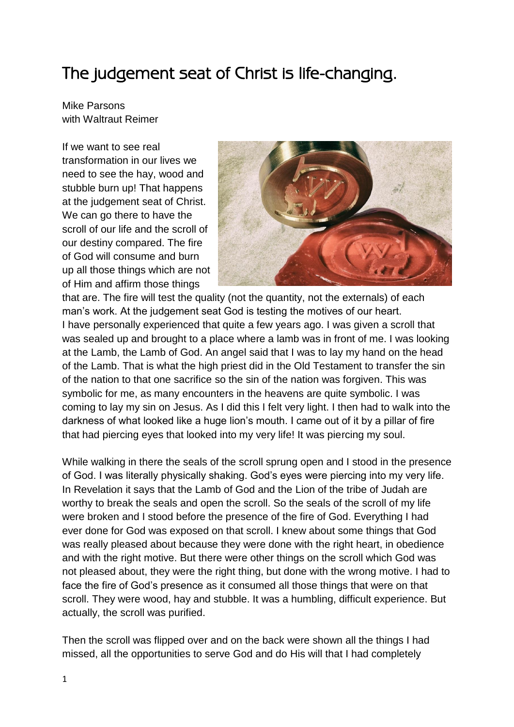# The judgement seat of Christ is life-changing.

Mike Parsons
with Waltraut Reimer

If we want to see real transformation in our lives we need to see the hay, wood and stubble burn up! That happens at the judgement seat of Christ. We can go there to have the scroll of our life and the scroll of our destiny compared. The fire of God will consume and burn up all those things which are not of Him and affirm those things that are. The fire will test the quality (not the quantity, not the externals) of each man's work. At the judgement seat God is testing the motives of our heart.
I have personally experienced that quite a few years ago. I was given a scroll that was sealed up and brought to a place where a lamb was in front of me. I was looking at the Lamb, the Lamb of God. An angel said that I was to lay my hand on the head of the Lamb. That is what the high priest did in the Old Testament to transfer the sin of the nation to that one sacrifice so the sin of the nation was forgiven. This was symbolic for me, as many encounters in the heavens are quite symbolic. I was coming to lay my sin on Jesus. As I did this I felt very light. I then had to walk into the darkness of what looked like a huge lion's mouth. I came out of it by a pillar of fire that had piercing eyes that looked into my very life! It was piercing my soul.

While walking in there the seals of the scroll sprung open and I stood in the presence of God. I was literally physically shaking. God's eyes were piercing into my very life. In Revelation it says that the Lamb of God and the Lion of the tribe of Judah are worthy to break the seals and open the scroll. So the seals of the scroll of my life were broken and I stood before the presence of the fire of God. Everything I had ever done for God was exposed on that scroll. I knew about some things that God was really pleased about because they were done with the right heart, in obedience and with the right motive. But there were other things on the scroll which God was not pleased about, they were the right thing, but done with the wrong motive. I had to face the fire of God's presence as it consumed all those things that were on that scroll. They were wood, hay and stubble. It was a humbling, difficult experience. But actually, the scroll was purified.

Then the scroll was flipped over and on the back were shown all the things I had missed, all the opportunities to serve God and do His will that I had completely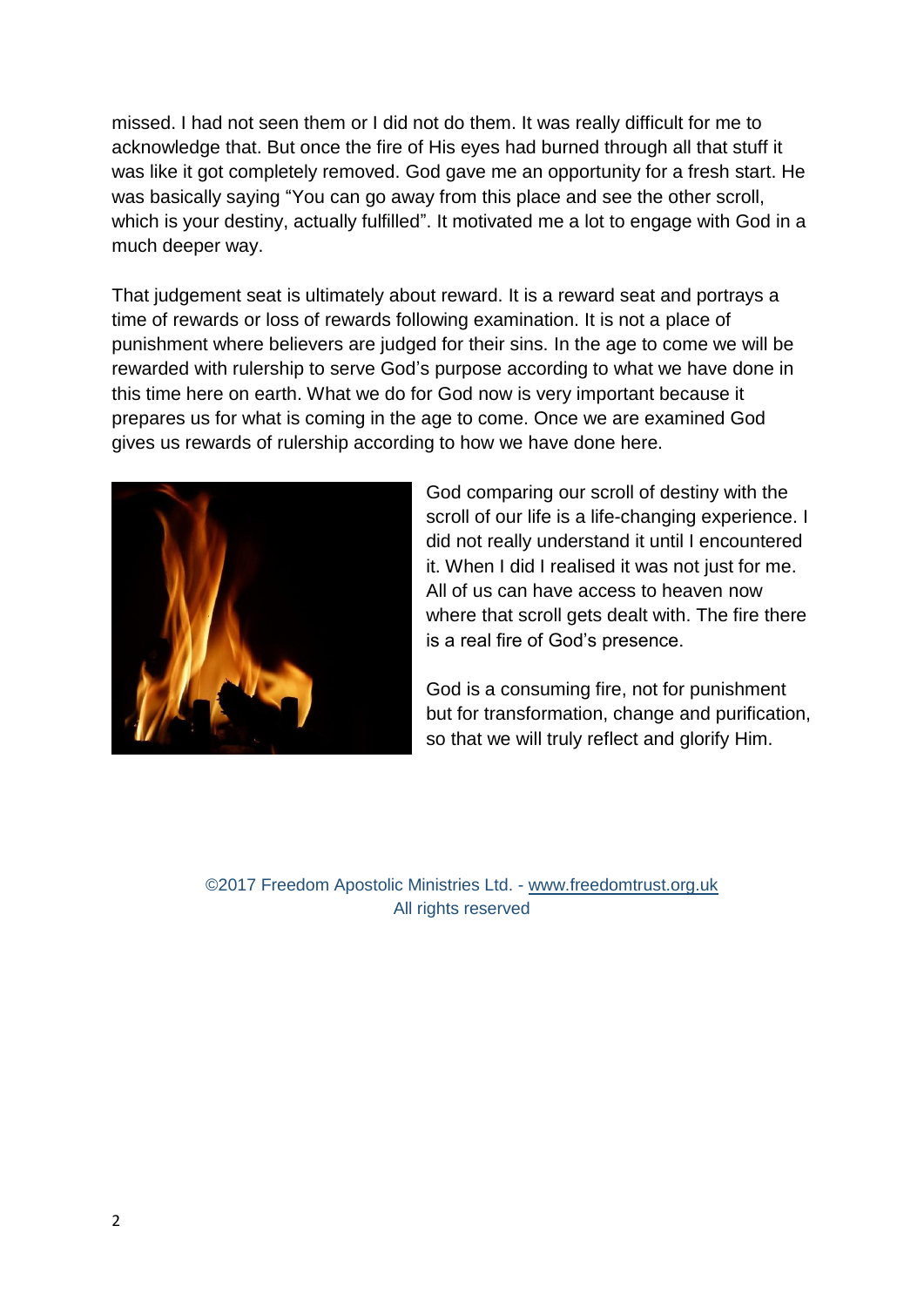missed. I had not seen them or I did not do them. It was really difficult for me to acknowledge that. But once the fire of His eyes had burned through all that stuff it was like it got completely removed. God gave me an opportunity for a fresh start. He was basically saying "You can go away from this place and see the other scroll, which is your destiny, actually fulfilled". It motivated me a lot to engage with God in a much deeper way.

That judgement seat is ultimately about reward. It is a reward seat and portrays a time of rewards or loss of rewards following examination. It is not a place of punishment where believers are judged for their sins. In the age to come we will be rewarded with rulership to serve God's purpose according to what we have done in this time here on earth. What we do for God now is very important because it prepares us for what is coming in the age to come. Once we are examined God gives us rewards of rulership according to how we have done here.

God comparing our scroll of destiny with the scroll of our life is a life-changing experience. I did not really understand it until I encountered it. When I did I realised it was not just for me. All of us can have access to heaven now where that scroll gets dealt with. The fire there is a real fire of God's presence.

God is a consuming fire, not for punishment but for transformation, change and purification, so that we will truly reflect and glorify Him.

©2017 Freedom Apostolic Ministries Ltd. - www.freedomtrust.org.uk
All rights reserved